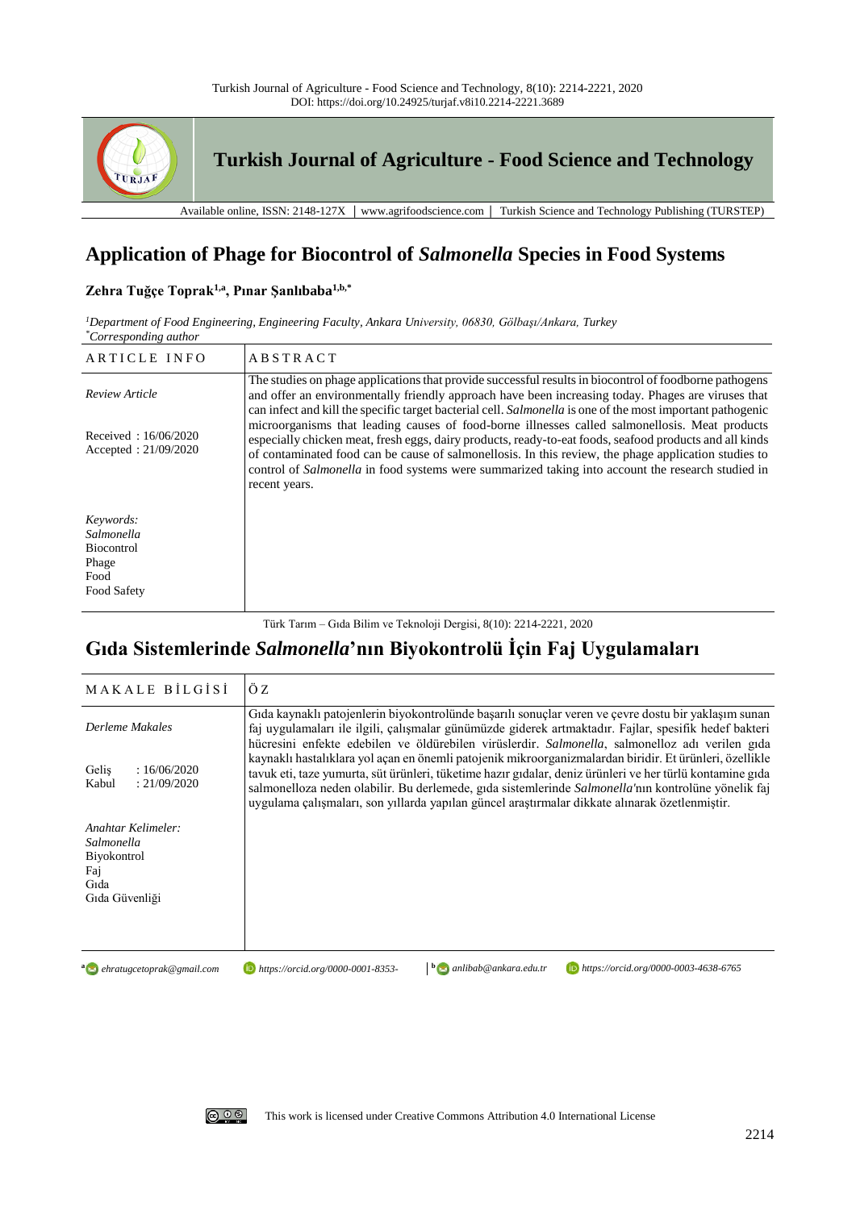# Application of Phage for Biocontrol of *Salmonella* Species in Food Systems

**Zehra Tuğçe Toprak**[1,a], **Pınar Şanlıbaba**[1,b,*]

[1]*Department of Food Engineering, Engineering Faculty, Ankara University, 06830, Gölbaşı/Ankara, Turkey*
[*]*Corresponding author*

| ARTICLE INFO | ABSTRACT |
|---|---|
| *Review Article*<br><br>Received : 16/06/2020<br>Accepted : 21/09/2020<br><br>*Keywords:*<br>*Salmonella*<br>Biocontrol<br>Phage<br>Food<br>Food Safety | The studies on phage applications that provide successful results in biocontrol of foodborne pathogens and offer an environmentally friendly approach have been increasing today. Phages are viruses that can infect and kill the specific target bacterial cell. *Salmonella* is one of the most important pathogenic microorganisms that leading causes of food-borne illnesses called salmonellosis. Meat products especially chicken meat, fresh eggs, dairy products, ready-to-eat foods, seafood products and all kinds of contaminated food can be cause of salmonellosis. In this review, the phage application studies to control of *Salmonella* in food systems were summarized taking into account the research studied in recent years. |

Türk Tarım – Gıda Bilim ve Teknoloji Dergisi, 8(10): 2214-2221, 2020

# Gıda Sistemlerinde *Salmonella*'nın Biyokontrolü İçin Faj Uygulamaları

| MAKALE BİLGİSİ | ÖZ |
|---|---|
| *Derleme Makales*<br><br>Geliş : 16/06/2020<br>Kabul : 21/09/2020<br><br>*Anahtar Kelimeler:*<br>*Salmonella*<br>Biyokontrol<br>Faj<br>Gıda<br>Gıda Güvenliği | Gıda kaynaklı patojenlerin biyokontrolünde başarılı sonuçlar veren ve çevre dostu bir yaklaşım sunan faj uygulamaları ile ilgili, çalışmalar günümüzde giderek artmaktadır. Fajlar, spesifik hedef bakteri hücresini enfekte edebilen ve öldürebilen virüslerdir. *Salmonella*, salmonelloz adı verilen gıda kaynaklı hastalıklara yol açan en önemli patojenik mikroorganizmalardan biridir. Et ürünleri, özellikle tavuk eti, taze yumurta, süt ürünleri, tüketime hazır gıdalar, deniz ürünleri ve her türlü kontamine gıda salmonelloza neden olabilir. Bu derlemede, gıda sistemlerinde *Salmonella*'nın kontrolüne yönelik faj uygulama çalışmaları, son yıllarda yapılan güncel araştırmalar dikkate alınarak özetlenmiştir. |

[a] *ehratugcetoprak@gmail.com* *https://orcid.org/0000-0001-8353-* | [b] *anlibab@ankara.edu.tr* *https://orcid.org/0000-0003-4638-6765*

This work is licensed under Creative Commons Attribution 4.0 International License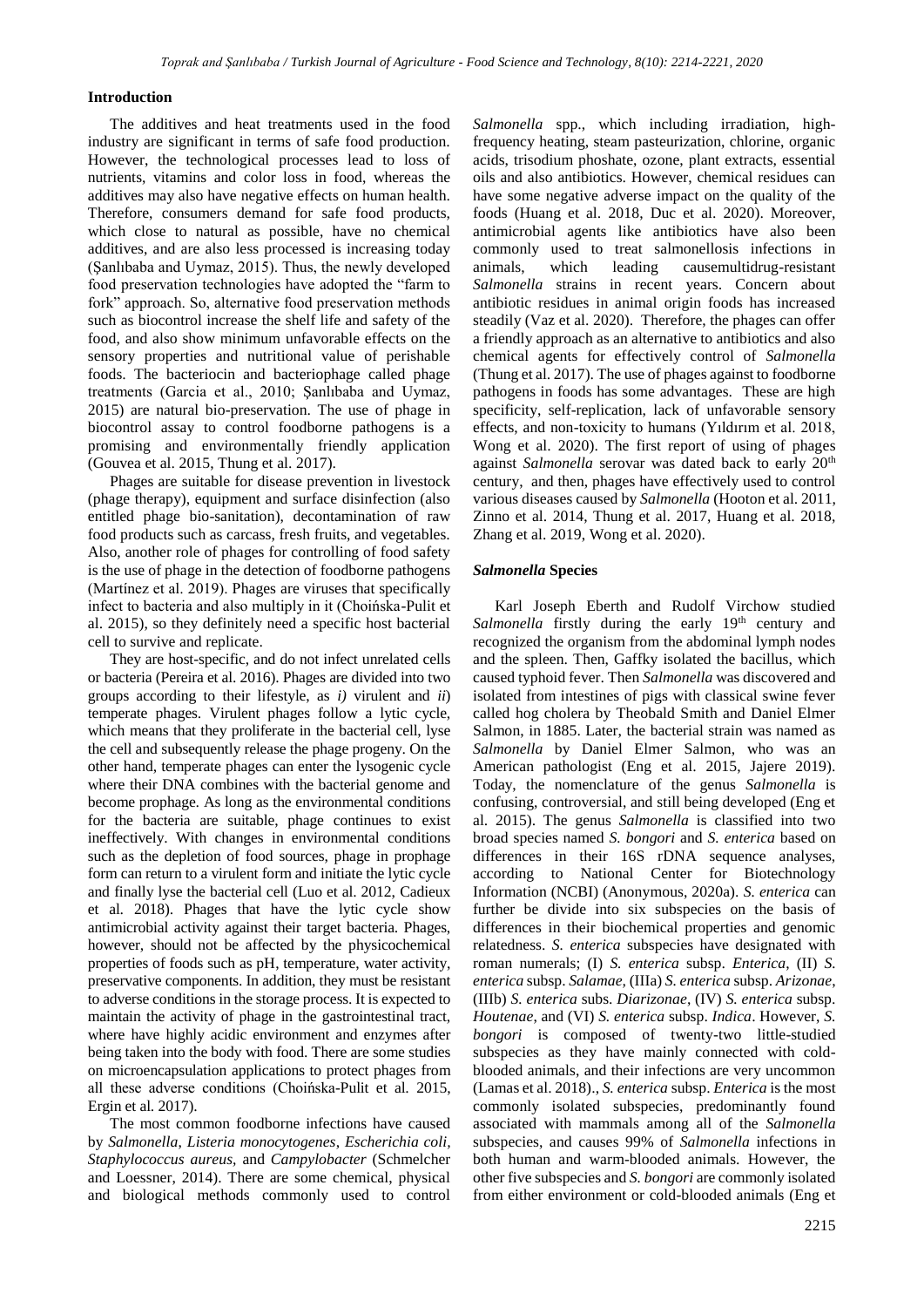## Introduction

The additives and heat treatments used in the food industry are significant in terms of safe food production. However, the technological processes lead to loss of nutrients, vitamins and color loss in food, whereas the additives may also have negative effects on human health. Therefore, consumers demand for safe food products, which close to natural as possible, have no chemical additives, and are also less processed is increasing today (Şanlıbaba and Uymaz, 2015). Thus, the newly developed food preservation technologies have adopted the "farm to fork" approach. So, alternative food preservation methods such as biocontrol increase the shelf life and safety of the food, and also show minimum unfavorable effects on the sensory properties and nutritional value of perishable foods. The bacteriocin and bacteriophage called phage treatments (Garcia et al., 2010; Şanlıbaba and Uymaz, 2015) are natural bio-preservation. The use of phage in biocontrol assay to control foodborne pathogens is a promising and environmentally friendly application (Gouvea et al. 2015, Thung et al. 2017).

Phages are suitable for disease prevention in livestock (phage therapy), equipment and surface disinfection (also entitled phage bio-sanitation), decontamination of raw food products such as carcass, fresh fruits, and vegetables. Also, another role of phages for controlling of food safety is the use of phage in the detection of foodborne pathogens (Martínez et al. 2019). Phages are viruses that specifically infect to bacteria and also multiply in it (Choińska-Pulit et al. 2015), so they definitely need a specific host bacterial cell to survive and replicate.

They are host-specific, and do not infect unrelated cells or bacteria (Pereira et al. 2016). Phages are divided into two groups according to their lifestyle, as *i)* virulent and *ii*) temperate phages. Virulent phages follow a lytic cycle, which means that they proliferate in the bacterial cell, lyse the cell and subsequently release the phage progeny. On the other hand, temperate phages can enter the lysogenic cycle where their DNA combines with the bacterial genome and become prophage. As long as the environmental conditions for the bacteria are suitable, phage continues to exist ineffectively. With changes in environmental conditions such as the depletion of food sources, phage in prophage form can return to a virulent form and initiate the lytic cycle and finally lyse the bacterial cell (Luo et al. 2012, Cadieux et al. 2018). Phages that have the lytic cycle show antimicrobial activity against their target bacteria. Phages, however, should not be affected by the physicochemical properties of foods such as pH, temperature, water activity, preservative components. In addition, they must be resistant to adverse conditions in the storage process. It is expected to maintain the activity of phage in the gastrointestinal tract, where have highly acidic environment and enzymes after being taken into the body with food. There are some studies on microencapsulation applications to protect phages from all these adverse conditions (Choińska-Pulit et al. 2015, Ergin et al. 2017).

The most common foodborne infections have caused by *Salmonella*, *Listeria monocytogenes*, *Escherichia coli*, *Staphylococcus aureus*, and *Campylobacter* (Schmelcher and Loessner, 2014). There are some chemical, physical and biological methods commonly used to control *Salmonella* spp., which including irradiation, high-frequency heating, steam pasteurization, chlorine, organic acids, trisodium phoshate, ozone, plant extracts, essential oils and also antibiotics. However, chemical residues can have some negative adverse impact on the quality of the foods (Huang et al. 2018, Duc et al. 2020). Moreover, antimicrobial agents like antibiotics have also been commonly used to treat salmonellosis infections in animals, which leading causemultidrug-resistant *Salmonella* strains in recent years. Concern about antibiotic residues in animal origin foods has increased steadily (Vaz et al. 2020). Therefore, the phages can offer a friendly approach as an alternative to antibiotics and also chemical agents for effectively control of *Salmonella* (Thung et al. 2017). The use of phages against to foodborne pathogens in foods has some advantages. These are high specificity, self-replication, lack of unfavorable sensory effects, and non-toxicity to humans (Yıldırım et al. 2018, Wong et al. 2020). The first report of using of phages against *Salmonella* serovar was dated back to early 20th century, and then, phages have effectively used to control various diseases caused by *Salmonella* (Hooton et al. 2011, Zinno et al. 2014, Thung et al. 2017, Huang et al. 2018, Zhang et al. 2019, Wong et al. 2020).

## *Salmonella* Species

Karl Joseph Eberth and Rudolf Virchow studied *Salmonella* firstly during the early 19th century and recognized the organism from the abdominal lymph nodes and the spleen. Then, Gaffky isolated the bacillus, which caused typhoid fever. Then *Salmonella* was discovered and isolated from intestines of pigs with classical swine fever called hog cholera by Theobald Smith and Daniel Elmer Salmon, in 1885. Later, the bacterial strain was named as *Salmonella* by Daniel Elmer Salmon, who was an American pathologist (Eng et al. 2015, Jajere 2019). Today, the nomenclature of the genus *Salmonella* is confusing, controversial, and still being developed (Eng et al. 2015). The genus *Salmonella* is classified into two broad species named *S. bongori* and *S. enterica* based on differences in their 16S rDNA sequence analyses, according to National Center for Biotechnology Information (NCBI) (Anonymous, 2020a). *S. enterica* can further be divide into six subspecies on the basis of differences in their biochemical properties and genomic relatedness. *S. enterica* subspecies have designated with roman numerals; (I) *S. enterica* subsp. *Enterica*, (II) *S. enterica* subsp. *Salamae*, (IIIa) *S. enterica* subsp. *Arizonae*, (IIIb) *S. enterica* subs. *Diarizonae*, (IV) *S. enterica* subsp. *Houtenae*, and (VI) *S. enterica* subsp. *Indica*. However, *S. bongori* is composed of twenty-two little-studied subspecies as they have mainly connected with cold-blooded animals, and their infections are very uncommon (Lamas et al. 2018)., *S. enterica* subsp. *Enterica* is the most commonly isolated subspecies, predominantly found associated with mammals among all of the *Salmonella* subspecies, and causes 99% of *Salmonella* infections in both human and warm-blooded animals. However, the other five subspecies and *S. bongori* are commonly isolated from either environment or cold-blooded animals (Eng et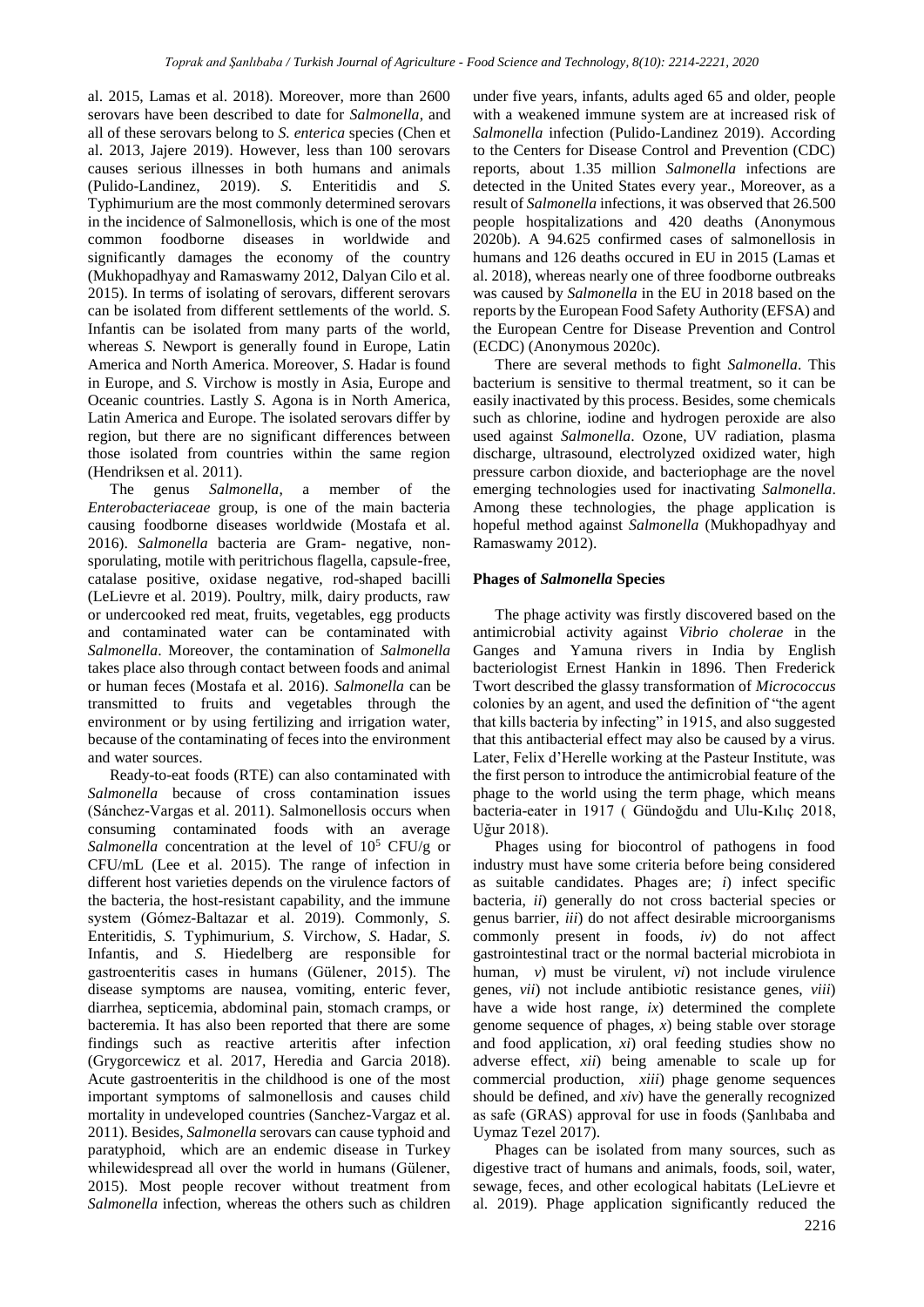al. 2015, Lamas et al. 2018). Moreover, more than 2600 serovars have been described to date for *Salmonella*, and all of these serovars belong to *S. enterica* species (Chen et al. 2013, Jajere 2019). However, less than 100 serovars causes serious illnesses in both humans and animals (Pulido-Landinez, 2019). *S.* Enteritidis and *S.* Typhimurium are the most commonly determined serovars in the incidence of Salmonellosis, which is one of the most common foodborne diseases in worldwide and significantly damages the economy of the country (Mukhopadhyay and Ramaswamy 2012, Dalyan Cilo et al. 2015). In terms of isolating of serovars, different serovars can be isolated from different settlements of the world. *S.* Infantis can be isolated from many parts of the world, whereas *S.* Newport is generally found in Europe, Latin America and North America. Moreover, *S.* Hadar is found in Europe, and *S.* Virchow is mostly in Asia, Europe and Oceanic countries. Lastly *S.* Agona is in North America, Latin America and Europe. The isolated serovars differ by region, but there are no significant differences between those isolated from countries within the same region (Hendriksen et al. 2011).

The genus *Salmonella*, a member of the *Enterobacteriaceae* group, is one of the main bacteria causing foodborne diseases worldwide (Mostafa et al. 2016). *Salmonella* bacteria are Gram- negative, non-sporulating, motile with peritrichous flagella, capsule-free, catalase positive, oxidase negative, rod-shaped bacilli (LeLievre et al. 2019). Poultry, milk, dairy products, raw or undercooked red meat, fruits, vegetables, egg products and contaminated water can be contaminated with *Salmonella*. Moreover, the contamination of *Salmonella* takes place also through contact between foods and animal or human feces (Mostafa et al. 2016). *Salmonella* can be transmitted to fruits and vegetables through the environment or by using fertilizing and irrigation water, because of the contaminating of feces into the environment and water sources.

Ready-to-eat foods (RTE) can also contaminated with *Salmonella* because of cross contamination issues (Sánchez-Vargas et al. 2011). Salmonellosis occurs when consuming contaminated foods with an average *Salmonella* concentration at the level of $10^5$ CFU/g or CFU/mL (Lee et al. 2015). The range of infection in different host varieties depends on the virulence factors of the bacteria, the host-resistant capability, and the immune system (Gómez-Baltazar et al. 2019). Commonly, *S.* Enteritidis, *S.* Typhimurium, *S.* Virchow, *S.* Hadar, *S.* Infantis, and *S.* Hiedelberg are responsible for gastroenteritis cases in humans (Gülener, 2015). The disease symptoms are nausea, vomiting, enteric fever, diarrhea, septicemia, abdominal pain, stomach cramps, or bacteremia. It has also been reported that there are some findings such as reactive arteritis after infection (Grygorcewicz et al. 2017, Heredia and Garcia 2018). Acute gastroenteritis in the childhood is one of the most important symptoms of salmonellosis and causes child mortality in undeveloped countries (Sanchez-Vargaz et al. 2011). Besides, *Salmonella* serovars can cause typhoid and paratyphoid, which are an endemic disease in Turkey whilewidespread all over the world in humans (Gülener, 2015). Most people recover without treatment from *Salmonella* infection, whereas the others such as children under five years, infants, adults aged 65 and older, people with a weakened immune system are at increased risk of *Salmonella* infection (Pulido-Landinez 2019). According to the Centers for Disease Control and Prevention (CDC) reports, about 1.35 million *Salmonella* infections are detected in the United States every year., Moreover, as a result of *Salmonella* infections, it was observed that 26.500 people hospitalizations and 420 deaths (Anonymous 2020b). A 94.625 confirmed cases of salmonellosis in humans and 126 deaths occured in EU in 2015 (Lamas et al. 2018), whereas nearly one of three foodborne outbreaks was caused by *Salmonella* in the EU in 2018 based on the reports by the European Food Safety Authority (EFSA) and the European Centre for Disease Prevention and Control (ECDC) (Anonymous 2020c).

There are several methods to fight *Salmonella*. This bacterium is sensitive to thermal treatment, so it can be easily inactivated by this process. Besides, some chemicals such as chlorine, iodine and hydrogen peroxide are also used against *Salmonella*. Ozone, UV radiation, plasma discharge, ultrasound, electrolyzed oxidized water, high pressure carbon dioxide, and bacteriophage are the novel emerging technologies used for inactivating *Salmonella*. Among these technologies, the phage application is hopeful method against *Salmonella* (Mukhopadhyay and Ramaswamy 2012).

## Phages of *Salmonella* Species

The phage activity was firstly discovered based on the antimicrobial activity against *Vibrio cholerae* in the Ganges and Yamuna rivers in India by English bacteriologist Ernest Hankin in 1896. Then Frederick Twort described the glassy transformation of *Micrococcus* colonies by an agent, and used the definition of "the agent that kills bacteria by infecting" in 1915, and also suggested that this antibacterial effect may also be caused by a virus. Later, Felix d'Herelle working at the Pasteur Institute, was the first person to introduce the antimicrobial feature of the phage to the world using the term phage, which means bacteria-eater in 1917 ( Gündoğdu and Ulu-Kılıç 2018, Uğur 2018).

Phages using for biocontrol of pathogens in food industry must have some criteria before being considered as suitable candidates. Phages are; *i*) infect specific bacteria, *ii*) generally do not cross bacterial species or genus barrier, *iii*) do not affect desirable microorganisms commonly present in foods, *iv*) do not affect gastrointestinal tract or the normal bacterial microbiota in human, *v*) must be virulent, *vi*) not include virulence genes, *vii*) not include antibiotic resistance genes, *viii*) have a wide host range, *ix*) determined the complete genome sequence of phages, *x*) being stable over storage and food application, *xi*) oral feeding studies show no adverse effect, *xii*) being amenable to scale up for commercial production, *xiii*) phage genome sequences should be defined, and *xiv*) have the generally recognized as safe (GRAS) approval for use in foods (Şanlıbaba and Uymaz Tezel 2017).

Phages can be isolated from many sources, such as digestive tract of humans and animals, foods, soil, water, sewage, feces, and other ecological habitats (LeLievre et al. 2019). Phage application significantly reduced the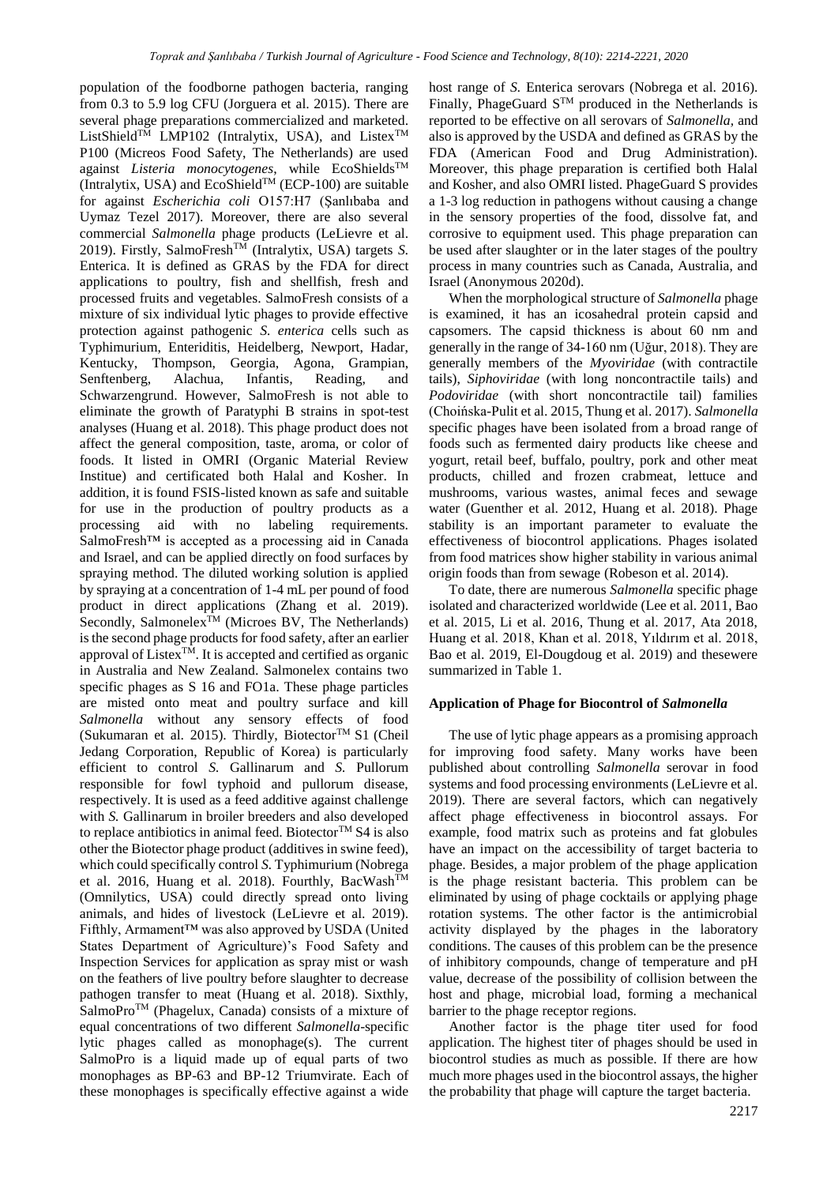population of the foodborne pathogen bacteria, ranging from 0.3 to 5.9 log CFU (Jorguera et al. 2015). There are several phage preparations commercialized and marketed. ListShield™ LMP102 (Intralytix, USA), and Listex™ P100 (Micreos Food Safety, The Netherlands) are used against *Listeria monocytogenes*, while EcoShields™ (Intralytix, USA) and EcoShield™ (ECP-100) are suitable for against *Escherichia coli* O157:H7 (Şanlıbaba and Uymaz Tezel 2017). Moreover, there are also several commercial *Salmonella* phage products (LeLievre et al. 2019). Firstly, SalmoFresh™ (Intralytix, USA) targets *S.* Enterica. It is defined as GRAS by the FDA for direct applications to poultry, fish and shellfish, fresh and processed fruits and vegetables. SalmoFresh consists of a mixture of six individual lytic phages to provide effective protection against pathogenic *S. enterica* cells such as Typhimurium, Enteriditis, Heidelberg, Newport, Hadar, Kentucky, Thompson, Georgia, Agona, Grampian, Senftenberg, Alachua, Infantis, Reading, and Schwarzengrund. However, SalmoFresh is not able to eliminate the growth of Paratyphi B strains in spot-test analyses (Huang et al. 2018). This phage product does not affect the general composition, taste, aroma, or color of foods. It listed in OMRI (Organic Material Review Institue) and certificated both Halal and Kosher. In addition, it is found FSIS-listed known as safe and suitable for use in the production of poultry products as a processing aid with no labeling requirements. SalmoFresh™ is accepted as a processing aid in Canada and Israel, and can be applied directly on food surfaces by spraying method. The diluted working solution is applied by spraying at a concentration of 1-4 mL per pound of food product in direct applications (Zhang et al. 2019). Secondly, Salmonelex™ (Microes BV, The Netherlands) is the second phage products for food safety, after an earlier approval of Listex™. It is accepted and certified as organic in Australia and New Zealand. Salmonelex contains two specific phages as S 16 and FO1a. These phage particles are misted onto meat and poultry surface and kill *Salmonella* without any sensory effects of food (Sukumaran et al. 2015). Thirdly, Biotector™ S1 (Cheil Jedang Corporation, Republic of Korea) is particularly efficient to control *S.* Gallinarum and *S.* Pullorum responsible for fowl typhoid and pullorum disease, respectively. It is used as a feed additive against challenge with *S.* Gallinarum in broiler breeders and also developed to replace antibiotics in animal feed. Biotector™ S4 is also other the Biotector phage product (additives in swine feed), which could specifically control *S.* Typhimurium (Nobrega et al. 2016, Huang et al. 2018). Fourthly, BacWash™ (Omnilytics, USA) could directly spread onto living animals, and hides of livestock (LeLievre et al. 2019). Fifthly, Armament™ was also approved by USDA (United States Department of Agriculture)'s Food Safety and Inspection Services for application as spray mist or wash on the feathers of live poultry before slaughter to decrease pathogen transfer to meat (Huang et al. 2018). Sixthly, SalmoPro™ (Phagelux, Canada) consists of a mixture of equal concentrations of two different *Salmonella*-specific lytic phages called as monophage(s). The current SalmoPro is a liquid made up of equal parts of two monophages as BP-63 and BP-12 Triumvirate. Each of these monophages is specifically effective against a wide host range of *S.* Enterica serovars (Nobrega et al. 2016). Finally, PhageGuard S™ produced in the Netherlands is reported to be effective on all serovars of *Salmonella,* and also is approved by the USDA and defined as GRAS by the FDA (American Food and Drug Administration). Moreover, this phage preparation is certified both Halal and Kosher, and also OMRI listed. PhageGuard S provides a 1-3 log reduction in pathogens without causing a change in the sensory properties of the food, dissolve fat, and corrosive to equipment used. This phage preparation can be used after slaughter or in the later stages of the poultry process in many countries such as Canada, Australia, and Israel (Anonymous 2020d).

When the morphological structure of *Salmonella* phage is examined, it has an icosahedral protein capsid and capsomers. The capsid thickness is about 60 nm and generally in the range of 34-160 nm (Uğur, 2018). They are generally members of the *Myoviridae* (with contractile tails), *Siphoviridae* (with long noncontractile tails) and *Podoviridae* (with short noncontractile tail) families (Choińska-Pulit et al. 2015, Thung et al. 2017). *Salmonella* specific phages have been isolated from a broad range of foods such as fermented dairy products like cheese and yogurt, retail beef, buffalo, poultry, pork and other meat products, chilled and frozen crabmeat, lettuce and mushrooms, various wastes, animal feces and sewage water (Guenther et al. 2012, Huang et al. 2018). Phage stability is an important parameter to evaluate the effectiveness of biocontrol applications. Phages isolated from food matrices show higher stability in various animal origin foods than from sewage (Robeson et al. 2014).

To date, there are numerous *Salmonella* specific phage isolated and characterized worldwide (Lee et al. 2011, Bao et al. 2015, Li et al. 2016, Thung et al. 2017, Ata 2018, Huang et al. 2018, Khan et al. 2018, Yıldırım et al. 2018, Bao et al. 2019, El-Dougdoug et al. 2019) and thesewere summarized in Table 1.

## Application of Phage for Biocontrol of *Salmonella*

The use of lytic phage appears as a promising approach for improving food safety. Many works have been published about controlling *Salmonella* serovar in food systems and food processing environments (LeLievre et al. 2019). There are several factors, which can negatively affect phage effectiveness in biocontrol assays. For example, food matrix such as proteins and fat globules have an impact on the accessibility of target bacteria to phage. Besides, a major problem of the phage application is the phage resistant bacteria. This problem can be eliminated by using of phage cocktails or applying phage rotation systems. The other factor is the antimicrobial activity displayed by the phages in the laboratory conditions. The causes of this problem can be the presence of inhibitory compounds, change of temperature and pH value, decrease of the possibility of collision between the host and phage, microbial load, forming a mechanical barrier to the phage receptor regions.

Another factor is the phage titer used for food application. The highest titer of phages should be used in biocontrol studies as much as possible. If there are how much more phages used in the biocontrol assays, the higher the probability that phage will capture the target bacteria.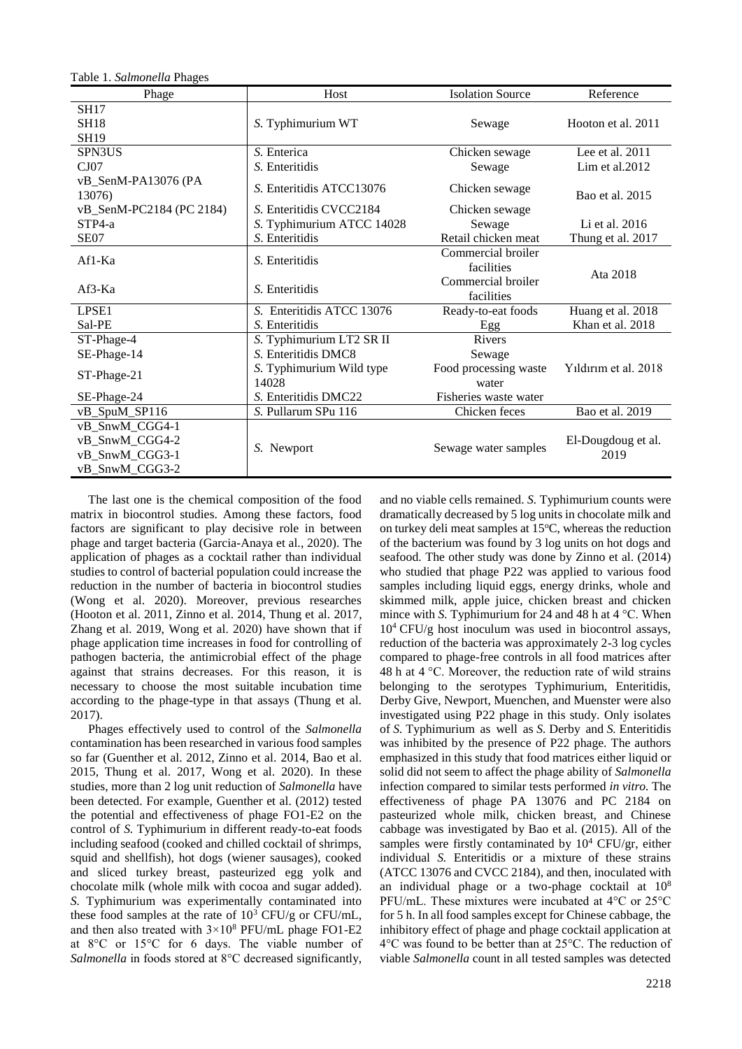Table 1. *Salmonella* Phages

| Phage | Host | Isolation Source | Reference |
|---|---|---|---|
| SH17<br>SH18<br>SH19 | *S.* Typhimurium WT | Sewage | Hooton et al. 2011 |
| SPN3US | *S.* Enterica | Chicken sewage | Lee et al. 2011 |
| CJ07 | *S.* Enteritidis | Sewage | Lim et al.2012 |
| vB_SenM-PA13076 (PA 13076) | *S.* Enteritidis ATCC13076 | Chicken sewage | Bao et al. 2015 |
| vB_SenM-PC2184 (PC 2184) | *S.* Enteritidis CVCC2184 | Chicken sewage | |
| STP4-a | *S.* Typhimurium ATCC 14028 | Sewage | Li et al. 2016 |
| SE07 | *S.* Enteritidis | Retail chicken meat | Thung et al. 2017 |
| Af1-Ka | *S.* Enteritidis | Commercial broiler facilities | Ata 2018 |
| Af3-Ka | *S.* Enteritidis | Commercial broiler facilities | |
| LPSE1 | *S.* Enteritidis ATCC 13076 | Ready-to-eat foods | Huang et al. 2018 |
| Sal-PE | *S.* Enteritidis | Egg | Khan et al. 2018 |
| ST-Phage-4 | *S.* Typhimurium LT2 SR II | Rivers | Yıldırım et al. 2018 |
| SE-Phage-14 | *S.* Enteritidis DMC8 | Sewage | |
| ST-Phage-21 | *S.* Typhimurium Wild type 14028 | Food processing waste water | |
| SE-Phage-24 | *S.* Enteritidis DMC22 | Fisheries waste water | |
| vB_SpuM_SP116 | *S.* Pullarum SPu 116 | Chicken feces | Bao et al. 2019 |
| vB_SnwM_CGG4-1<br>vB_SnwM_CGG4-2<br>vB_SnwM_CGG3-1<br>vB_SnwM_CGG3-2 | *S.* Newport | Sewage water samples | El-Dougdoug et al. 2019 |

The last one is the chemical composition of the food matrix in biocontrol studies. Among these factors, food factors are significant to play decisive role in between phage and target bacteria (Garcia-Anaya et al., 2020). The application of phages as a cocktail rather than individual studies to control of bacterial population could increase the reduction in the number of bacteria in biocontrol studies (Wong et al. 2020). Moreover, previous researches (Hooton et al. 2011, Zinno et al. 2014, Thung et al. 2017, Zhang et al. 2019, Wong et al. 2020) have shown that if phage application time increases in food for controlling of pathogen bacteria, the antimicrobial effect of the phage against that strains decreases. For this reason, it is necessary to choose the most suitable incubation time according to the phage-type in that assays (Thung et al. 2017).

Phages effectively used to control of the *Salmonella* contamination has been researched in various food samples so far (Guenther et al. 2012, Zinno et al. 2014, Bao et al. 2015, Thung et al. 2017, Wong et al. 2020). In these studies, more than 2 log unit reduction of *Salmonella* have been detected. For example, Guenther et al. (2012) tested the potential and effectiveness of phage FO1-E2 on the control of *S.* Typhimurium in different ready-to-eat foods including seafood (cooked and chilled cocktail of shrimps, squid and shellfish), hot dogs (wiener sausages), cooked and sliced turkey breast, pasteurized egg yolk and chocolate milk (whole milk with cocoa and sugar added). *S.* Typhimurium was experimentally contaminated into these food samples at the rate of $10^3$ CFU/g or CFU/mL, and then also treated with $3\times10^8$ PFU/mL phage FO1-E2 at 8°C or 15°C for 6 days. The viable number of *Salmonella* in foods stored at 8°C decreased significantly, and no viable cells remained. *S.* Typhimurium counts were dramatically decreased by 5 log units in chocolate milk and on turkey deli meat samples at 15°C, whereas the reduction of the bacterium was found by 3 log units on hot dogs and seafood. The other study was done by Zinno et al. (2014) who studied that phage P22 was applied to various food samples including liquid eggs, energy drinks, whole and skimmed milk, apple juice, chicken breast and chicken mince with *S.* Typhimurium for 24 and 48 h at 4 °C. When $10^4$ CFU/g host inoculum was used in biocontrol assays, reduction of the bacteria was approximately 2-3 log cycles compared to phage-free controls in all food matrices after 48 h at 4 °C. Moreover, the reduction rate of wild strains belonging to the serotypes Typhimurium, Enteritidis, Derby Give, Newport, Muenchen, and Muenster were also investigated using P22 phage in this study. Only isolates of *S.* Typhimurium as well as *S.* Derby and *S.* Enteritidis was inhibited by the presence of P22 phage. The authors emphasized in this study that food matrices either liquid or solid did not seem to affect the phage ability of *Salmonella* infection compared to similar tests performed *in vitro.* The effectiveness of phage PA 13076 and PC 2184 on pasteurized whole milk, chicken breast, and Chinese cabbage was investigated by Bao et al. (2015). All of the samples were firstly contaminated by $10^4$ CFU/gr, either individual *S.* Enteritidis or a mixture of these strains (ATCC 13076 and CVCC 2184), and then, inoculated with an individual phage or a two-phage cocktail at $10^8$ PFU/mL. These mixtures were incubated at 4°C or 25°C for 5 h. In all food samples except for Chinese cabbage, the inhibitory effect of phage and phage cocktail application at 4°C was found to be better than at 25°C. The reduction of viable *Salmonella* count in all tested samples was detected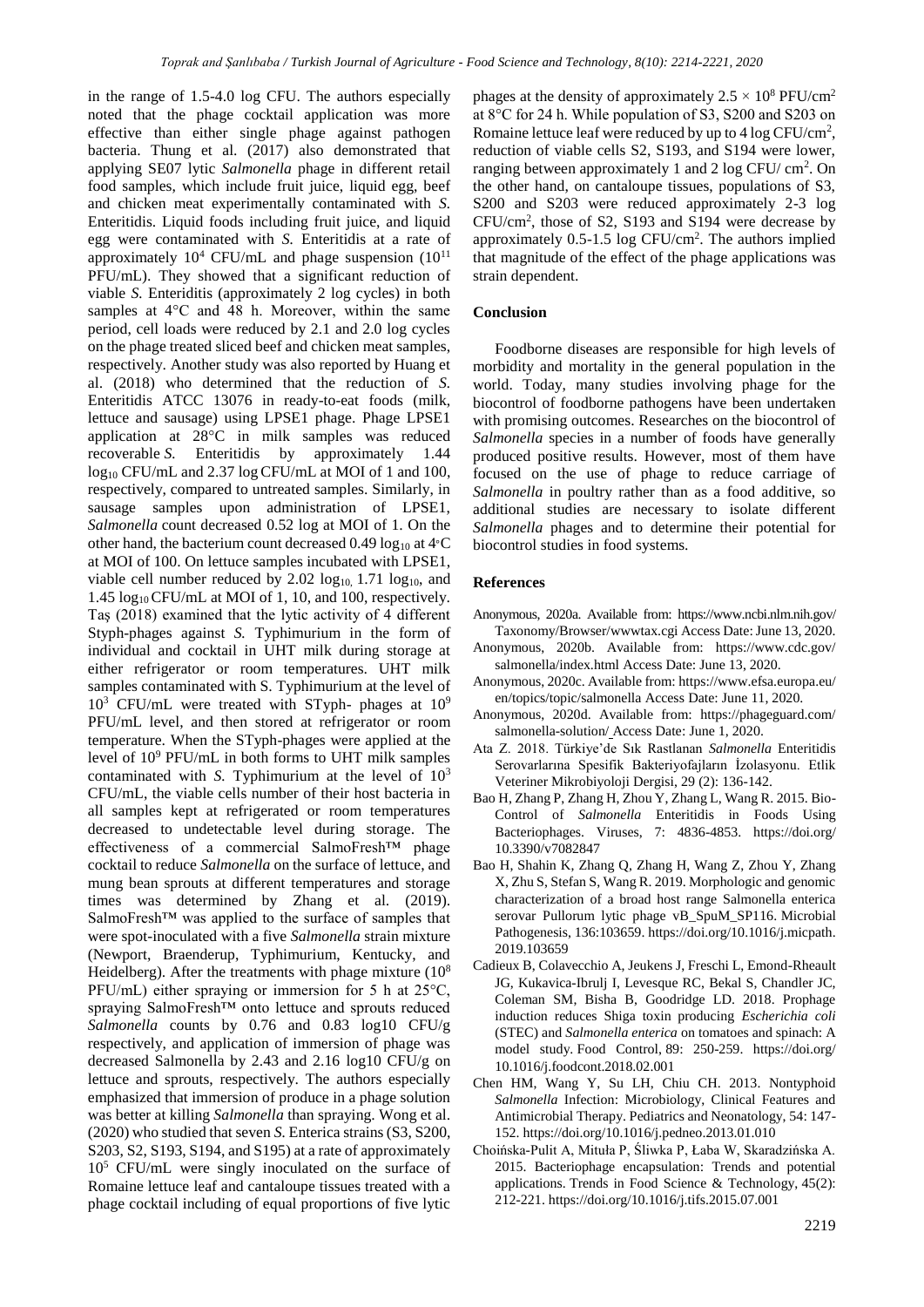in the range of 1.5-4.0 log CFU. The authors especially noted that the phage cocktail application was more effective than either single phage against pathogen bacteria. Thung et al. (2017) also demonstrated that applying SE07 lytic *Salmonella* phage in different retail food samples, which include fruit juice, liquid egg, beef and chicken meat experimentally contaminated with *S.* Enteritidis. Liquid foods including fruit juice, and liquid egg were contaminated with *S.* Enteritidis at a rate of approximately $10^4$ CFU/mL and phage suspension ($10^{11}$ PFU/mL). They showed that a significant reduction of viable *S.* Enteriditis (approximately 2 log cycles) in both samples at 4°C and 48 h. Moreover, within the same period, cell loads were reduced by 2.1 and 2.0 log cycles on the phage treated sliced beef and chicken meat samples, respectively. Another study was also reported by Huang et al. (2018) who determined that the reduction of *S.* Enteritidis ATCC 13076 in ready-to-eat foods (milk, lettuce and sausage) using LPSE1 phage. Phage LPSE1 application at 28°C in milk samples was reduced recoverable *S.* Enteritidis by approximately 1.44 $\log_{10}$ CFU/mL and 2.37 log CFU/mL at MOI of 1 and 100, respectively, compared to untreated samples. Similarly, in sausage samples upon administration of LPSE1, *Salmonella* count decreased 0.52 log at MOI of 1. On the other hand, the bacterium count decreased 0.49 $\log_{10}$ at 4◦C at MOI of 100. On lettuce samples incubated with LPSE1, viable cell number reduced by 2.02 $\log_{10}$, 1.71 $\log_{10}$, and 1.45 $\log_{10}$ CFU/mL at MOI of 1, 10, and 100, respectively. Taş (2018) examined that the lytic activity of 4 different Styph-phages against *S.* Typhimurium in the form of individual and cocktail in UHT milk during storage at either refrigerator or room temperatures. UHT milk samples contaminated with S. Typhimurium at the level of $10^3$ CFU/mL were treated with STyph- phages at $10^9$ PFU/mL level, and then stored at refrigerator or room temperature. When the STyph-phages were applied at the level of $10^9$ PFU/mL in both forms to UHT milk samples contaminated with *S.* Typhimurium at the level of $10^3$ CFU/mL, the viable cells number of their host bacteria in all samples kept at refrigerated or room temperatures decreased to undetectable level during storage. The effectiveness of a commercial SalmoFresh™ phage cocktail to reduce *Salmonella* on the surface of lettuce, and mung bean sprouts at different temperatures and storage times was determined by Zhang et al. (2019). SalmoFresh™ was applied to the surface of samples that were spot-inoculated with a five *Salmonella* strain mixture (Newport, Braenderup, Typhimurium, Kentucky, and Heidelberg). After the treatments with phage mixture ($10^8$ PFU/mL) either spraying or immersion for 5 h at 25°C, spraying SalmoFresh™ onto lettuce and sprouts reduced *Salmonella* counts by 0.76 and 0.83 log10 CFU/g respectively, and application of immersion of phage was decreased Salmonella by 2.43 and 2.16 log10 CFU/g on lettuce and sprouts, respectively. The authors especially emphasized that immersion of produce in a phage solution was better at killing *Salmonella* than spraying. Wong et al. (2020) who studied that seven *S.* Enterica strains (S3, S200, S203, S2, S193, S194, and S195) at a rate of approximately $10^5$ CFU/mL were singly inoculated on the surface of Romaine lettuce leaf and cantaloupe tissues treated with a phage cocktail including of equal proportions of five lytic phages at the density of approximately $2.5 \times 10^8$ PFU/cm$^2$ at 8°C for 24 h. While population of S3, S200 and S203 on Romaine lettuce leaf were reduced by up to 4 log CFU/cm$^2$, reduction of viable cells S2, S193, and S194 were lower, ranging between approximately 1 and 2 log CFU/ cm$^2$. On the other hand, on cantaloupe tissues, populations of S3, S200 and S203 were reduced approximately 2-3 log CFU/cm$^2$, those of S2, S193 and S194 were decrease by approximately 0.5-1.5 log CFU/cm$^2$. The authors implied that magnitude of the effect of the phage applications was strain dependent.

## Conclusion

Foodborne diseases are responsible for high levels of morbidity and mortality in the general population in the world. Today, many studies involving phage for the biocontrol of foodborne pathogens have been undertaken with promising outcomes. Researches on the biocontrol of *Salmonella* species in a number of foods have generally produced positive results. However, most of them have focused on the use of phage to reduce carriage of *Salmonella* in poultry rather than as a food additive, so additional studies are necessary to isolate different *Salmonella* phages and to determine their potential for biocontrol studies in food systems.

## References

Anonymous, 2020a. Available from: https://www.ncbi.nlm.nih.gov/Taxonomy/Browser/wwwtax.cgi Access Date: June 13, 2020.

Anonymous, 2020b. Available from: https://www.cdc.gov/salmonella/index.html Access Date: June 13, 2020.

Anonymous, 2020c. Available from: https://www.efsa.europa.eu/en/topics/topic/salmonella Access Date: June 11, 2020.

Anonymous, 2020d. Available from: https://phageguard.com/salmonella-solution/ Access Date: June 1, 2020.

Ata Z. 2018. Türkiye'de Sık Rastlanan *Salmonella* Enteritidis Serovarlarına Spesifik Bakteriyofajların İzolasyonu. Etlik Veteriner Mikrobiyoloji Dergisi, 29 (2): 136-142.

Bao H, Zhang P, Zhang H, Zhou Y, Zhang L, Wang R. 2015. Bio-Control of *Salmonella* Enteritidis in Foods Using Bacteriophages. Viruses, 7: 4836-4853. https://doi.org/10.3390/v7082847

Bao H, Shahin K, Zhang Q, Zhang H, Wang Z, Zhou Y, Zhang X, Zhu S, Stefan S, Wang R. 2019. Morphologic and genomic characterization of a broad host range Salmonella enterica serovar Pullorum lytic phage vB_SpuM_SP116. Microbial Pathogenesis, 136:103659. https://doi.org/10.1016/j.micpath.2019.103659

Cadieux B, Colavecchio A, Jeukens J, Freschi L, Emond-Rheault JG, Kukavica-Ibrulj I, Levesque RC, Bekal S, Chandler JC, Coleman SM, Bisha B, Goodridge LD. 2018. Prophage induction reduces Shiga toxin producing *Escherichia coli* (STEC) and *Salmonella enterica* on tomatoes and spinach: A model study. Food Control, 89: 250-259. https://doi.org/10.1016/j.foodcont.2018.02.001

Chen HM, Wang Y, Su LH, Chiu CH. 2013. Nontyphoid *Salmonella* Infection: Microbiology, Clinical Features and Antimicrobial Therapy. Pediatrics and Neonatology, 54: 147-152. https://doi.org/10.1016/j.pedneo.2013.01.010

Choińska-Pulit A, Mituła P, Śliwka P, Łaba W, Skaradzińska A. 2015. Bacteriophage encapsulation: Trends and potential applications. Trends in Food Science & Technology, 45(2): 212-221. https://doi.org/10.1016/j.tifs.2015.07.001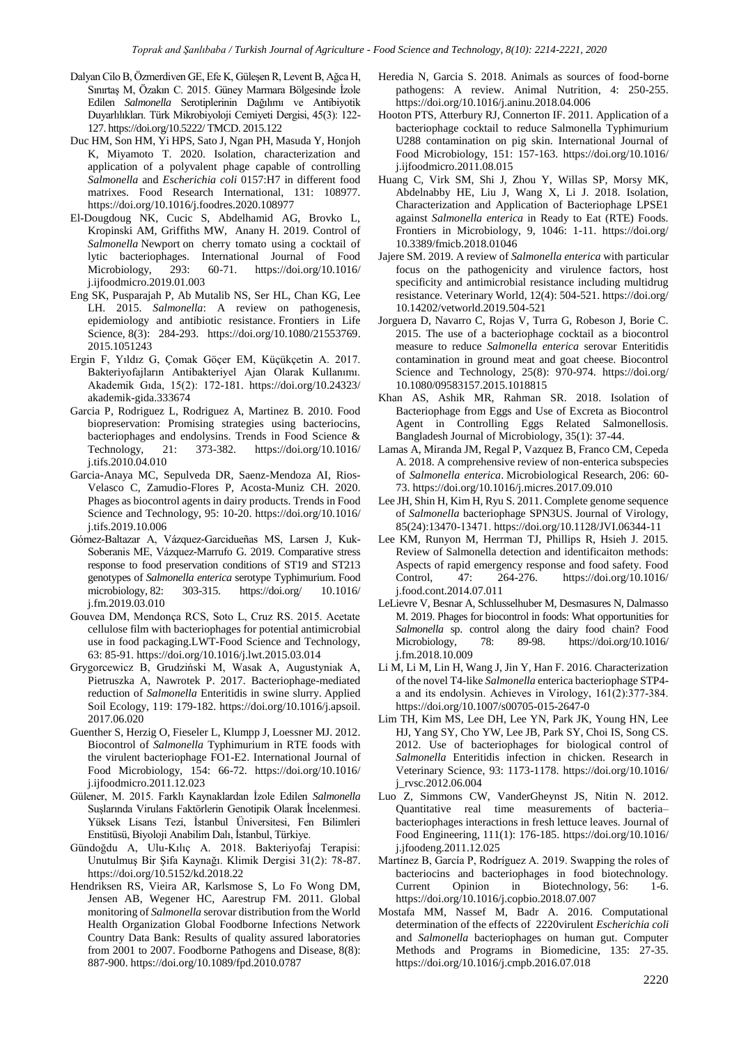Dalyan Cilo B, Özmerdiven GE, Efe K, Güleşen R, Levent B, Ağca H, Sınırtaş M, Özakın C. 2015. Güney Marmara Bölgesinde İzole Edilen *Salmonella* Serotiplerinin Dağılımı ve Antibiyotik Duyarlılıkları. Türk Mikrobiyoloji Cemiyeti Dergisi, 45(3): 122-127. https://doi.org/10.5222/ TMCD. 2015.122

Duc HM, Son HM, Yi HPS, Sato J, Ngan PH, Masuda Y, Honjoh K, Miyamoto T. 2020. Isolation, characterization and application of a polyvalent phage capable of controlling *Salmonella* and *Escherichia coli* 0157:H7 in different food matrixes. Food Research International, 131: 108977. https://doi.org/10.1016/j.foodres.2020.108977

El-Dougdoug NK, Cucic S, Abdelhamid AG, Brovko L, Kropinski AM, Griffiths MW, Anany H. 2019. Control of *Salmonella* Newport on cherry tomato using a cocktail of lytic bacteriophages. International Journal of Food Microbiology, 293: 60-71. https://doi.org/10.1016/ j.ijfoodmicro.2019.01.003

Eng SK, Pusparajah P, Ab Mutalib NS, Ser HL, Chan KG, Lee LH. 2015. *Salmonella*: A review on pathogenesis, epidemiology and antibiotic resistance. Frontiers in Life Science, 8(3): 284-293. https://doi.org/10.1080/21553769. 2015.1051243

Ergin F, Yıldız G, Çomak Göçer EM, Küçükçetin A. 2017. Bakteriyofajların Antibakteriyel Ajan Olarak Kullanımı. Akademik Gıda, 15(2): 172-181. https://doi.org/10.24323/ akademik-gida.333674

Garcia P, Rodriguez L, Rodriguez A, Martinez B. 2010. Food biopreservation: Promising strategies using bacteriocins, bacteriophages and endolysins. Trends in Food Science & Technology, 21: 373-382. https://doi.org/10.1016/ j.tifs.2010.04.010

Garcia-Anaya MC, Sepulveda DR, Saenz-Mendoza AI, Rios-Velasco C, Zamudio-Flores P, Acosta-Muniz CH. 2020. Phages as biocontrol agents in dairy products. Trends in Food Science and Technology, 95: 10-20. https://doi.org/10.1016/ j.tifs.2019.10.006

Gómez-Baltazar A, Vázquez-Garcidueñas MS, Larsen J, Kuk-Soberanis ME, Vázquez-Marrufo G. 2019. Comparative stress response to food preservation conditions of ST19 and ST213 genotypes of *Salmonella enterica* serotype Typhimurium. Food microbiology, 82: 303-315. https://doi.org/ 10.1016/ j.fm.2019.03.010

Gouvea DM, Mendonça RCS, Soto L, Cruz RS. 2015. Acetate cellulose film with bacteriophages for potential antimicrobial use in food packaging.LWT-Food Science and Technology, 63: 85-91. https://doi.org/10.1016/j.lwt.2015.03.014

Grygorcewicz B, Grudziński M, Wasak A, Augustyniak A, Pietruszka A, Nawrotek P. 2017. Bacteriophage-mediated reduction of *Salmonella* Enteritidis in swine slurry. Applied Soil Ecology, 119: 179-182. https://doi.org/10.1016/j.apsoil. 2017.06.020

Guenther S, Herzig O, Fieseler L, Klumpp J, Loessner MJ. 2012. Biocontrol of *Salmonella* Typhimurium in RTE foods with the virulent bacteriophage FO1-E2. International Journal of Food Microbiology, 154: 66-72. https://doi.org/10.1016/ j.ijfoodmicro.2011.12.023

Gülener, M. 2015. Farklı Kaynaklardan İzole Edilen *Salmonella* Suşlarında Virulans Faktörlerin Genotipik Olarak İncelenmesi. Yüksek Lisans Tezi, İstanbul Üniversitesi, Fen Bilimleri Enstitüsü, Biyoloji Anabilim Dalı, İstanbul, Türkiye.

Gündoğdu A, Ulu-Kılıç A. 2018. Bakteriyofaj Terapisi: Unutulmuş Bir Şifa Kaynağı. Klimik Dergisi 31(2): 78-87. https://doi.org/10.5152/kd.2018.22

Hendriksen RS, Vieira AR, Karlsmose S, Lo Fo Wong DM, Jensen AB, Wegener HC, Aarestrup FM. 2011. Global monitoring of *Salmonella* serovar distribution from the World Health Organization Global Foodborne Infections Network Country Data Bank: Results of quality assured laboratories from 2001 to 2007. Foodborne Pathogens and Disease, 8(8): 887-900. https://doi.org/10.1089/fpd.2010.0787

Heredia N, Garcia S. 2018. Animals as sources of food-borne pathogens: A review. Animal Nutrition, 4: 250-255. https://doi.org/10.1016/j.aninu.2018.04.006

Hooton PTS, Atterbury RJ, Connerton IF. 2011. Application of a bacteriophage cocktail to reduce Salmonella Typhimurium U288 contamination on pig skin. International Journal of Food Microbiology, 151: 157-163. https://doi.org/10.1016/ j.ijfoodmicro.2011.08.015

Huang C, Virk SM, Shi J, Zhou Y, Willas SP, Morsy MK, Abdelnabby HE, Liu J, Wang X, Li J. 2018. Isolation, Characterization and Application of Bacteriophage LPSE1 against *Salmonella enterica* in Ready to Eat (RTE) Foods. Frontiers in Microbiology, 9, 1046: 1-11. https://doi.org/ 10.3389/fmicb.2018.01046

Jajere SM. 2019. A review of *Salmonella enterica* with particular focus on the pathogenicity and virulence factors, host specificity and antimicrobial resistance including multidrug resistance. Veterinary World, 12(4): 504-521. https://doi.org/ 10.14202/vetworld.2019.504-521

Jorguera D, Navarro C, Rojas V, Turra G, Robeson J, Borie C. 2015. The use of a bacteriophage cocktail as a biocontrol measure to reduce *Salmonella enterica* serovar Enteritidis contamination in ground meat and goat cheese. Biocontrol Science and Technology, 25(8): 970-974. https://doi.org/ 10.1080/09583157.2015.1018815

Khan AS, Ashik MR, Rahman SR. 2018. Isolation of Bacteriophage from Eggs and Use of Excreta as Biocontrol Agent in Controlling Eggs Related Salmonellosis. Bangladesh Journal of Microbiology, 35(1): 37-44.

Lamas A, Miranda JM, Regal P, Vazquez B, Franco CM, Cepeda A. 2018. A comprehensive review of non-enterica subspecies of *Salmonella enterica*. Microbiological Research, 206: 60-73. https://doi.org/10.1016/j.micres.2017.09.010

Lee JH, Shin H, Kim H, Ryu S. 2011. Complete genome sequence of *Salmonella* bacteriophage SPN3US. Journal of Virology, 85(24):13470-13471. https://doi.org/10.1128/JVI.06344-11

Lee KM, Runyon M, Herrman TJ, Phillips R, Hsieh J. 2015. Review of Salmonella detection and identificaiton methods: Aspects of rapid emergency response and food safety. Food Control, 47: 264-276. https://doi.org/10.1016/ j.food.cont.2014.07.011

LeLievre V, Besnar A, Schlusselhuber M, Desmasures N, Dalmasso M. 2019. Phages for biocontrol in foods: What opportunities for *Salmonella* sp. control along the dairy food chain? Food Microbiology, 78: 89-98. https://doi.org/10.1016/ j.fm.2018.10.009

Li M, Li M, Lin H, Wang J, Jin Y, Han F. 2016. Characterization of the novel T4-like *Salmonella* enterica bacteriophage STP4-a and its endolysin. Achieves in Virology, 161(2):377-384. https://doi.org/10.1007/s00705-015-2647-0

Lim TH, Kim MS, Lee DH, Lee YN, Park JK, Young HN, Lee HJ, Yang SY, Cho YW, Lee JB, Park SY, Choi IS, Song CS. 2012. Use of bacteriophages for biological control of *Salmonella* Enteritidis infection in chicken. Research in Veterinary Science, 93: 1173-1178. https://doi.org/10.1016/ j_rvsc.2012.06.004

Luo Z, Simmons CW, VanderGheynst JS, Nitin N. 2012. Quantitative real time measurements of bacteria–bacteriophages interactions in fresh lettuce leaves. Journal of Food Engineering, 111(1): 176-185. https://doi.org/10.1016/ j.jfoodeng.2011.12.025

Martínez B, García P, Rodríguez A. 2019. Swapping the roles of bacteriocins and bacteriophages in food biotechnology. Current Opinion in Biotechnology, 56: 1-6. https://doi.org/10.1016/j.copbio.2018.07.007

Mostafa MM, Nassef M, Badr A. 2016. Computational determination of the effects of 2220virulent *Escherichia coli* and *Salmonella* bacteriophages on human gut. Computer Methods and Programs in Biomedicine, 135: 27-35. https://doi.org/10.1016/j.cmpb.2016.07.018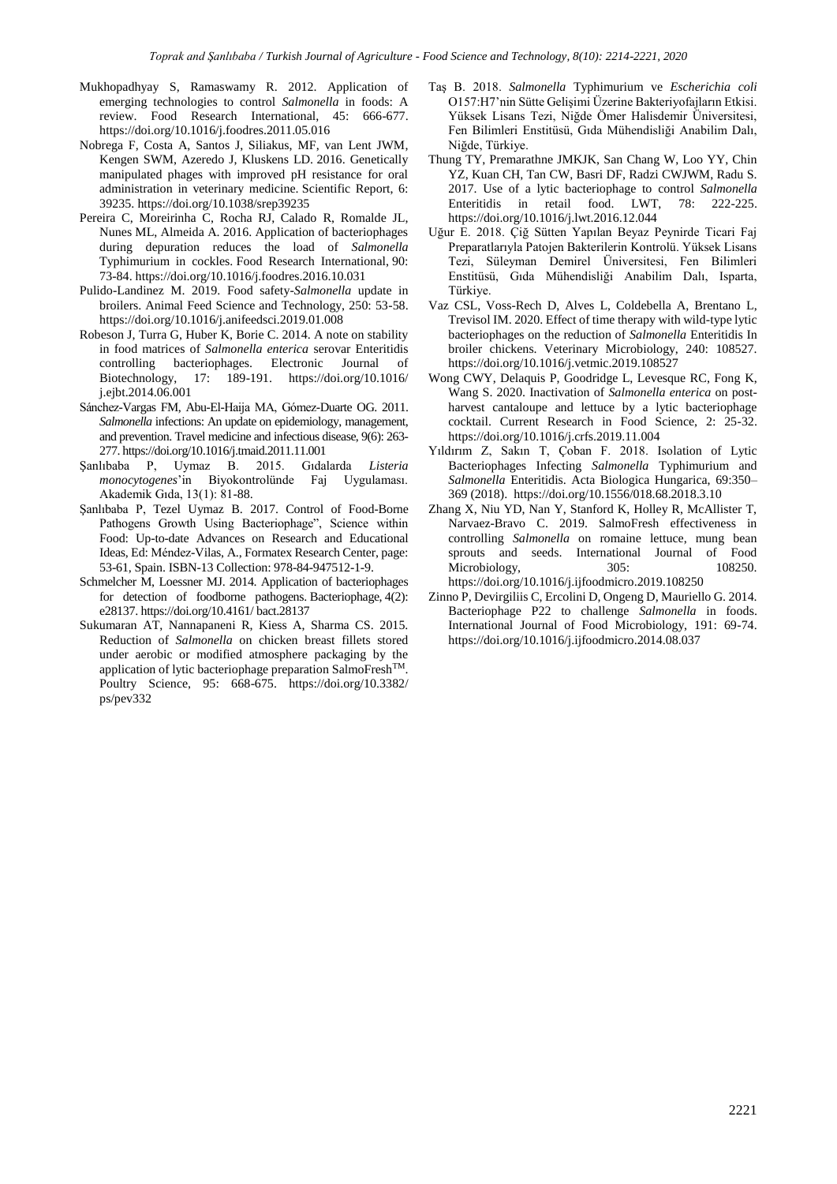Mukhopadhyay S, Ramaswamy R. 2012. Application of emerging technologies to control *Salmonella* in foods: A review. Food Research International, 45: 666-677. https://doi.org/10.1016/j.foodres.2011.05.016

Nobrega F, Costa A, Santos J, Siliakus, MF, van Lent JWM, Kengen SWM, Azeredo J, Kluskens LD. 2016. Genetically manipulated phages with improved pH resistance for oral administration in veterinary medicine. Scientific Report, 6: 39235. https://doi.org/10.1038/srep39235

Pereira C, Moreirinha C, Rocha RJ, Calado R, Romalde JL, Nunes ML, Almeida A. 2016. Application of bacteriophages during depuration reduces the load of *Salmonella* Typhimurium in cockles. Food Research International, 90: 73-84. https://doi.org/10.1016/j.foodres.2016.10.031

Pulido-Landinez M. 2019. Food safety-*Salmonella* update in broilers. Animal Feed Science and Technology, 250: 53-58. https://doi.org/10.1016/j.anifeedsci.2019.01.008

Robeson J, Turra G, Huber K, Borie C. 2014. A note on stability in food matrices of *Salmonella enterica* serovar Enteritidis controlling bacteriophages. Electronic Journal of Biotechnology, 17: 189-191. https://doi.org/10.1016/j.ejbt.2014.06.001

Sánchez-Vargas FM, Abu-El-Haija MA, Gómez-Duarte OG. 2011. *Salmonella* infections: An update on epidemiology, management, and prevention. Travel medicine and infectious disease, 9(6): 263-277. https://doi.org/10.1016/j.tmaid.2011.11.001

Şanlıbaba P, Uymaz B. 2015. Gıdalarda *Listeria monocytogenes*'in Biyokontrolünde Faj Uygulaması. Akademik Gıda, 13(1): 81-88.

Şanlıbaba P, Tezel Uymaz B. 2017. Control of Food-Borne Pathogens Growth Using Bacteriophage", Science within Food: Up-to-date Advances on Research and Educational Ideas, Ed: Méndez-Vilas, A., Formatex Research Center, page: 53-61, Spain. ISBN-13 Collection: 978-84-947512-1-9.

Schmelcher M, Loessner MJ. 2014. Application of bacteriophages for detection of foodborne pathogens. Bacteriophage, 4(2): e28137. https://doi.org/10.4161/ bact.28137

Sukumaran AT, Nannapaneni R, Kiess A, Sharma CS. 2015. Reduction of *Salmonella* on chicken breast fillets stored under aerobic or modified atmosphere packaging by the application of lytic bacteriophage preparation SalmoFresh™. Poultry Science, 95: 668-675. https://doi.org/10.3382/ps/pev332

Taş B. 2018. *Salmonella* Typhimurium ve *Escherichia coli* O157:H7'nin Sütte Gelişimi Üzerine Bakteriyofajların Etkisi. Yüksek Lisans Tezi, Niğde Ömer Halisdemir Üniversitesi, Fen Bilimleri Enstitüsü, Gıda Mühendisliği Anabilim Dalı, Niğde, Türkiye.

Thung TY, Premarathne JMKJK, San Chang W, Loo YY, Chin YZ, Kuan CH, Tan CW, Basri DF, Radzi CWJWM, Radu S. 2017. Use of a lytic bacteriophage to control *Salmonella* Enteritidis in retail food. LWT, 78: 222-225. https://doi.org/10.1016/j.lwt.2016.12.044

Uğur E. 2018. Çiğ Sütten Yapılan Beyaz Peynirde Ticari Faj Preparatlarıyla Patojen Bakterilerin Kontrolü. Yüksek Lisans Tezi, Süleyman Demirel Üniversitesi, Fen Bilimleri Enstitüsü, Gıda Mühendisliği Anabilim Dalı, Isparta, Türkiye.

Vaz CSL, Voss-Rech D, Alves L, Coldebella A, Brentano L, Trevisol IM. 2020. Effect of time therapy with wild-type lytic bacteriophages on the reduction of *Salmonella* Enteritidis In broiler chickens. Veterinary Microbiology, 240: 108527. https://doi.org/10.1016/j.vetmic.2019.108527

Wong CWY, Delaquis P, Goodridge L, Levesque RC, Fong K, Wang S. 2020. Inactivation of *Salmonella enterica* on post-harvest cantaloupe and lettuce by a lytic bacteriophage cocktail. Current Research in Food Science, 2: 25-32. https://doi.org/10.1016/j.crfs.2019.11.004

Yıldırım Z, Sakın T, Çoban F. 2018. Isolation of Lytic Bacteriophages Infecting *Salmonella* Typhimurium and *Salmonella* Enteritidis. Acta Biologica Hungarica, 69:350–369 (2018). https://doi.org/10.1556/018.68.2018.3.10

Zhang X, Niu YD, Nan Y, Stanford K, Holley R, McAllister T, Narvaez-Bravo C. 2019. SalmoFresh effectiveness in controlling *Salmonella* on romaine lettuce, mung bean sprouts and seeds. International Journal of Food Microbiology, 305: 108250. https://doi.org/10.1016/j.ijfoodmicro.2019.108250

Zinno P, Devirgiliis C, Ercolini D, Ongeng D, Mauriello G. 2014. Bacteriophage P22 to challenge *Salmonella* in foods. International Journal of Food Microbiology, 191: 69-74. https://doi.org/10.1016/j.ijfoodmicro.2014.08.037